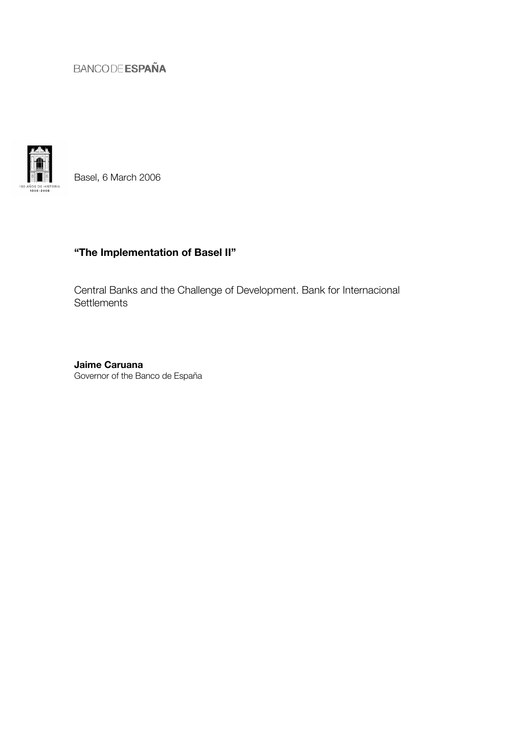BANCO DE ESPAÑA

Basel, 6 March 2006

# "The Implementation of Basel II"

Central Banks and the Challenge of Development. Bank for Internacional Settlements

**Jaime Caruana**
Governor of the Banco de España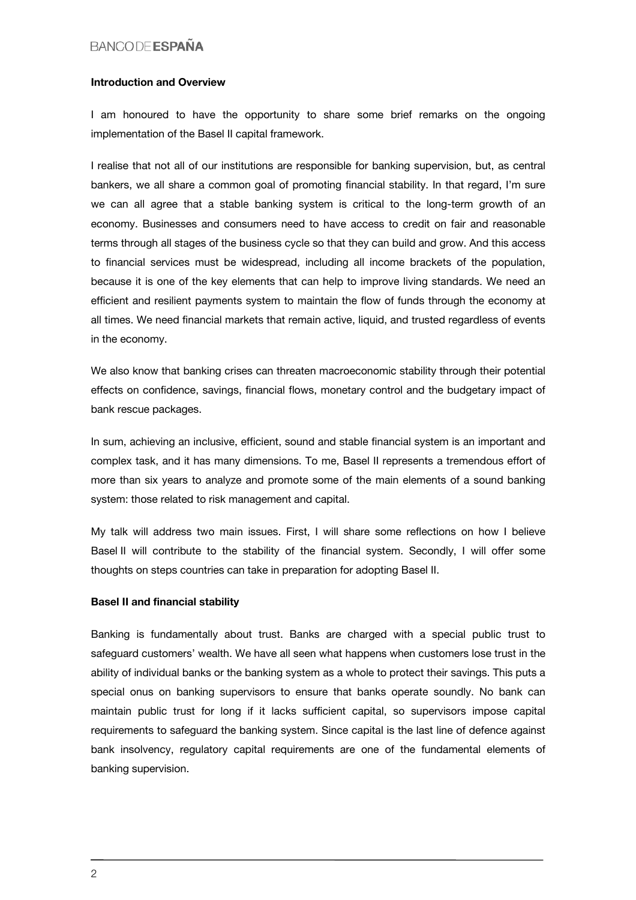**Introduction and Overview**

I am honoured to have the opportunity to share some brief remarks on the ongoing implementation of the Basel II capital framework.

I realise that not all of our institutions are responsible for banking supervision, but, as central bankers, we all share a common goal of promoting financial stability. In that regard, I'm sure we can all agree that a stable banking system is critical to the long-term growth of an economy. Businesses and consumers need to have access to credit on fair and reasonable terms through all stages of the business cycle so that they can build and grow. And this access to financial services must be widespread, including all income brackets of the population, because it is one of the key elements that can help to improve living standards. We need an efficient and resilient payments system to maintain the flow of funds through the economy at all times. We need financial markets that remain active, liquid, and trusted regardless of events in the economy.

We also know that banking crises can threaten macroeconomic stability through their potential effects on confidence, savings, financial flows, monetary control and the budgetary impact of bank rescue packages.

In sum, achieving an inclusive, efficient, sound and stable financial system is an important and complex task, and it has many dimensions. To me, Basel II represents a tremendous effort of more than six years to analyze and promote some of the main elements of a sound banking system: those related to risk management and capital.

My talk will address two main issues. First, I will share some reflections on how I believe Basel II will contribute to the stability of the financial system. Secondly, I will offer some thoughts on steps countries can take in preparation for adopting Basel II.

**Basel II and financial stability**

Banking is fundamentally about trust. Banks are charged with a special public trust to safeguard customers' wealth. We have all seen what happens when customers lose trust in the ability of individual banks or the banking system as a whole to protect their savings. This puts a special onus on banking supervisors to ensure that banks operate soundly. No bank can maintain public trust for long if it lacks sufficient capital, so supervisors impose capital requirements to safeguard the banking system. Since capital is the last line of defence against bank insolvency, regulatory capital requirements are one of the fundamental elements of banking supervision.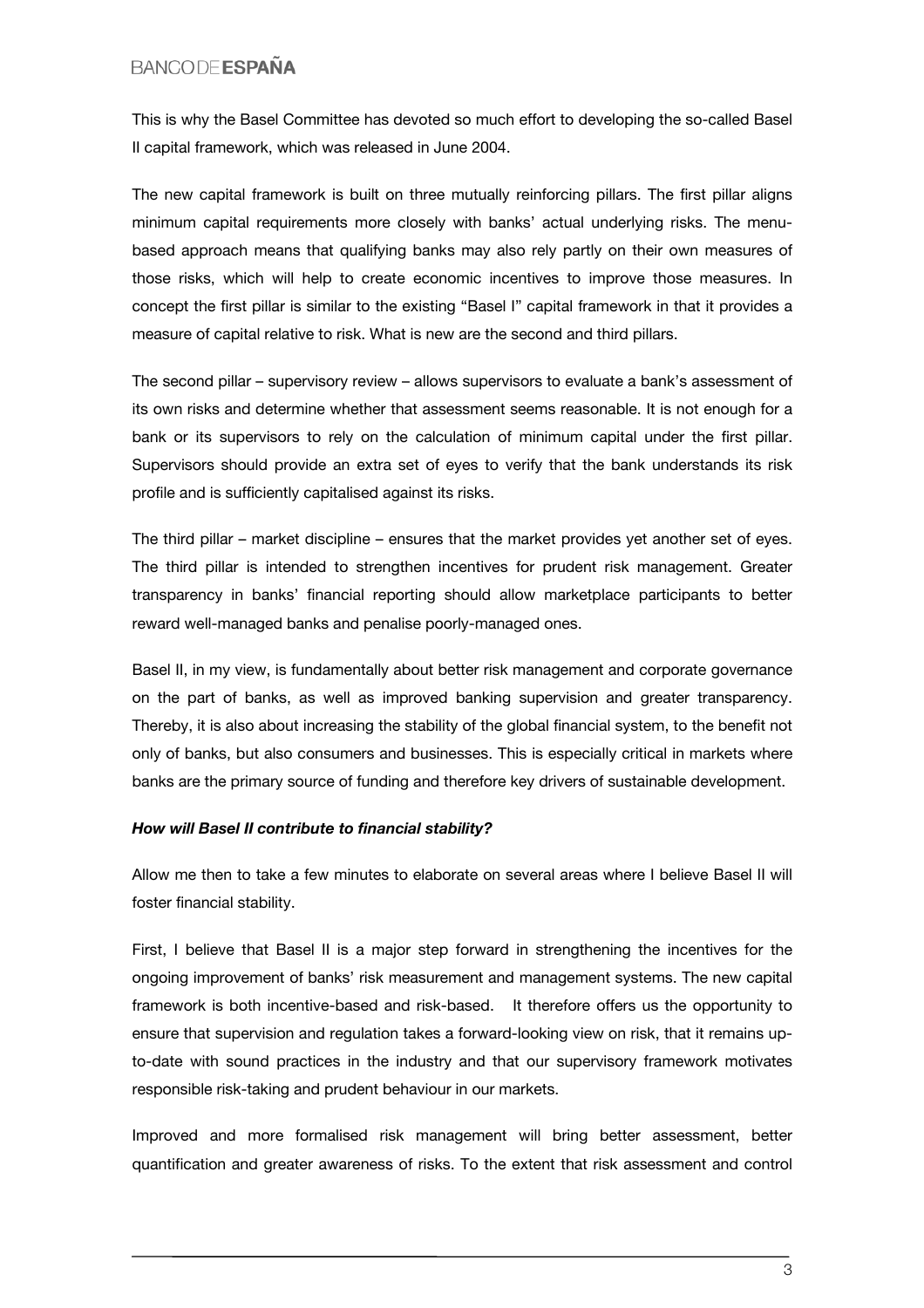This is why the Basel Committee has devoted so much effort to developing the so-called Basel II capital framework, which was released in June 2004.

The new capital framework is built on three mutually reinforcing pillars. The first pillar aligns minimum capital requirements more closely with banks' actual underlying risks. The menu-based approach means that qualifying banks may also rely partly on their own measures of those risks, which will help to create economic incentives to improve those measures. In concept the first pillar is similar to the existing "Basel I" capital framework in that it provides a measure of capital relative to risk. What is new are the second and third pillars.

The second pillar – supervisory review – allows supervisors to evaluate a bank's assessment of its own risks and determine whether that assessment seems reasonable. It is not enough for a bank or its supervisors to rely on the calculation of minimum capital under the first pillar. Supervisors should provide an extra set of eyes to verify that the bank understands its risk profile and is sufficiently capitalised against its risks.

The third pillar – market discipline – ensures that the market provides yet another set of eyes. The third pillar is intended to strengthen incentives for prudent risk management. Greater transparency in banks' financial reporting should allow marketplace participants to better reward well-managed banks and penalise poorly-managed ones.

Basel II, in my view, is fundamentally about better risk management and corporate governance on the part of banks, as well as improved banking supervision and greater transparency. Thereby, it is also about increasing the stability of the global financial system, to the benefit not only of banks, but also consumers and businesses. This is especially critical in markets where banks are the primary source of funding and therefore key drivers of sustainable development.

***How will Basel II contribute to financial stability?***

Allow me then to take a few minutes to elaborate on several areas where I believe Basel II will foster financial stability.

First, I believe that Basel II is a major step forward in strengthening the incentives for the ongoing improvement of banks' risk measurement and management systems. The new capital framework is both incentive-based and risk-based. It therefore offers us the opportunity to ensure that supervision and regulation takes a forward-looking view on risk, that it remains up-to-date with sound practices in the industry and that our supervisory framework motivates responsible risk-taking and prudent behaviour in our markets.

Improved and more formalised risk management will bring better assessment, better quantification and greater awareness of risks. To the extent that risk assessment and control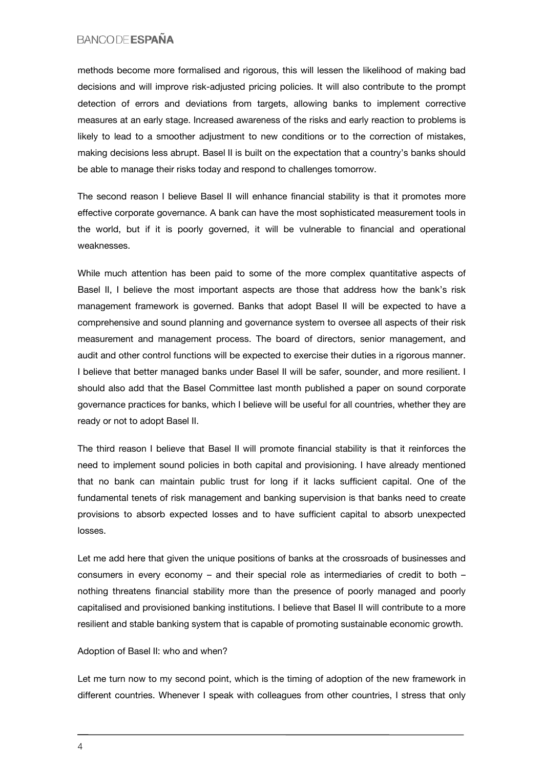methods become more formalised and rigorous, this will lessen the likelihood of making bad decisions and will improve risk-adjusted pricing policies. It will also contribute to the prompt detection of errors and deviations from targets, allowing banks to implement corrective measures at an early stage. Increased awareness of the risks and early reaction to problems is likely to lead to a smoother adjustment to new conditions or to the correction of mistakes, making decisions less abrupt. Basel II is built on the expectation that a country's banks should be able to manage their risks today and respond to challenges tomorrow.

The second reason I believe Basel II will enhance financial stability is that it promotes more effective corporate governance. A bank can have the most sophisticated measurement tools in the world, but if it is poorly governed, it will be vulnerable to financial and operational weaknesses.

While much attention has been paid to some of the more complex quantitative aspects of Basel II, I believe the most important aspects are those that address how the bank's risk management framework is governed. Banks that adopt Basel II will be expected to have a comprehensive and sound planning and governance system to oversee all aspects of their risk measurement and management process. The board of directors, senior management, and audit and other control functions will be expected to exercise their duties in a rigorous manner. I believe that better managed banks under Basel II will be safer, sounder, and more resilient. I should also add that the Basel Committee last month published a paper on sound corporate governance practices for banks, which I believe will be useful for all countries, whether they are ready or not to adopt Basel II.

The third reason I believe that Basel II will promote financial stability is that it reinforces the need to implement sound policies in both capital and provisioning. I have already mentioned that no bank can maintain public trust for long if it lacks sufficient capital. One of the fundamental tenets of risk management and banking supervision is that banks need to create provisions to absorb expected losses and to have sufficient capital to absorb unexpected losses.

Let me add here that given the unique positions of banks at the crossroads of businesses and consumers in every economy – and their special role as intermediaries of credit to both – nothing threatens financial stability more than the presence of poorly managed and poorly capitalised and provisioned banking institutions. I believe that Basel II will contribute to a more resilient and stable banking system that is capable of promoting sustainable economic growth.

## Adoption of Basel II: who and when?

Let me turn now to my second point, which is the timing of adoption of the new framework in different countries. Whenever I speak with colleagues from other countries, I stress that only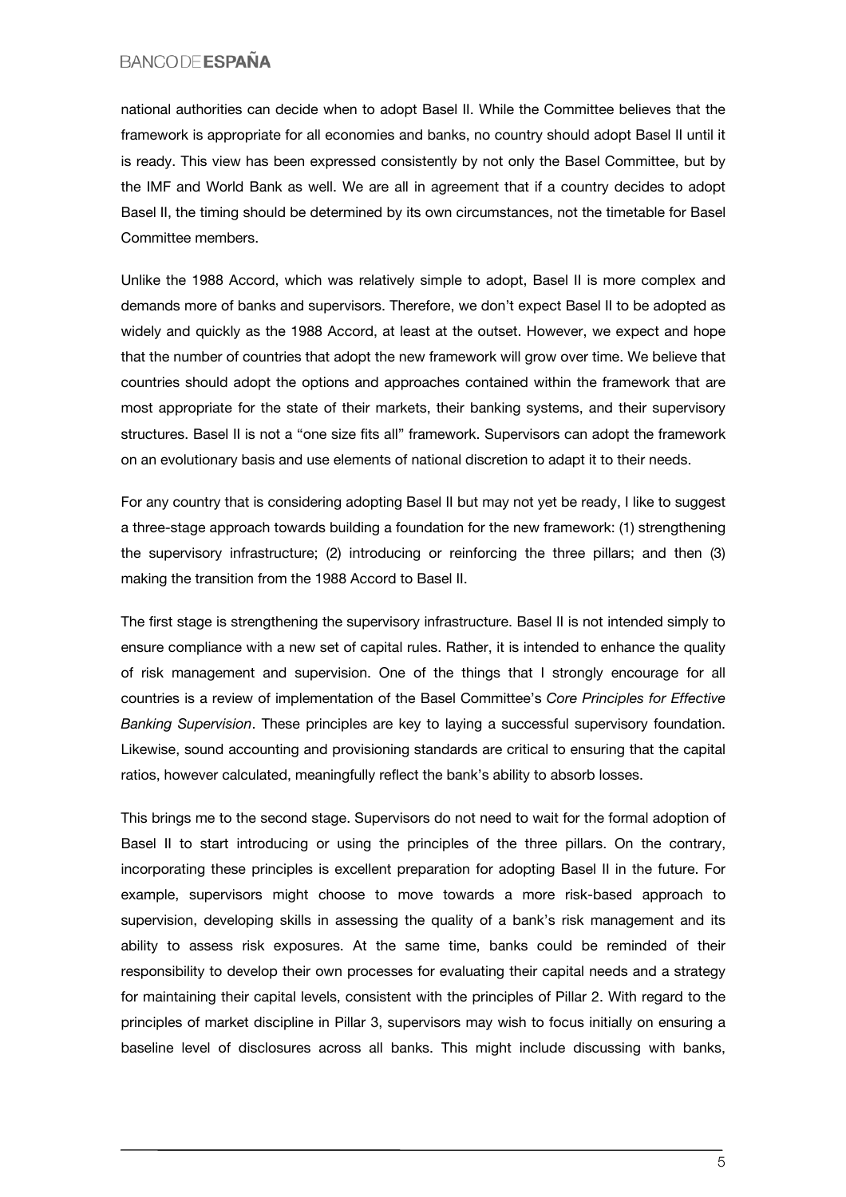national authorities can decide when to adopt Basel II. While the Committee believes that the framework is appropriate for all economies and banks, no country should adopt Basel II until it is ready. This view has been expressed consistently by not only the Basel Committee, but by the IMF and World Bank as well. We are all in agreement that if a country decides to adopt Basel II, the timing should be determined by its own circumstances, not the timetable for Basel Committee members.

Unlike the 1988 Accord, which was relatively simple to adopt, Basel II is more complex and demands more of banks and supervisors. Therefore, we don't expect Basel II to be adopted as widely and quickly as the 1988 Accord, at least at the outset. However, we expect and hope that the number of countries that adopt the new framework will grow over time. We believe that countries should adopt the options and approaches contained within the framework that are most appropriate for the state of their markets, their banking systems, and their supervisory structures. Basel II is not a "one size fits all" framework. Supervisors can adopt the framework on an evolutionary basis and use elements of national discretion to adapt it to their needs.

For any country that is considering adopting Basel II but may not yet be ready, I like to suggest a three-stage approach towards building a foundation for the new framework: (1) strengthening the supervisory infrastructure; (2) introducing or reinforcing the three pillars; and then (3) making the transition from the 1988 Accord to Basel II.

The first stage is strengthening the supervisory infrastructure. Basel II is not intended simply to ensure compliance with a new set of capital rules. Rather, it is intended to enhance the quality of risk management and supervision. One of the things that I strongly encourage for all countries is a review of implementation of the Basel Committee's *Core Principles for Effective Banking Supervision*. These principles are key to laying a successful supervisory foundation. Likewise, sound accounting and provisioning standards are critical to ensuring that the capital ratios, however calculated, meaningfully reflect the bank's ability to absorb losses.

This brings me to the second stage. Supervisors do not need to wait for the formal adoption of Basel II to start introducing or using the principles of the three pillars. On the contrary, incorporating these principles is excellent preparation for adopting Basel II in the future. For example, supervisors might choose to move towards a more risk-based approach to supervision, developing skills in assessing the quality of a bank's risk management and its ability to assess risk exposures. At the same time, banks could be reminded of their responsibility to develop their own processes for evaluating their capital needs and a strategy for maintaining their capital levels, consistent with the principles of Pillar 2. With regard to the principles of market discipline in Pillar 3, supervisors may wish to focus initially on ensuring a baseline level of disclosures across all banks. This might include discussing with banks,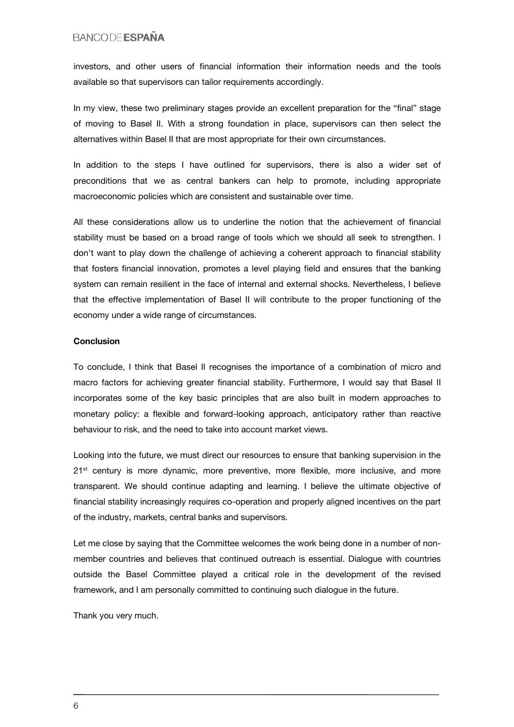investors, and other users of financial information their information needs and the tools available so that supervisors can tailor requirements accordingly.

In my view, these two preliminary stages provide an excellent preparation for the "final" stage of moving to Basel II. With a strong foundation in place, supervisors can then select the alternatives within Basel II that are most appropriate for their own circumstances.

In addition to the steps I have outlined for supervisors, there is also a wider set of preconditions that we as central bankers can help to promote, including appropriate macroeconomic policies which are consistent and sustainable over time.

All these considerations allow us to underline the notion that the achievement of financial stability must be based on a broad range of tools which we should all seek to strengthen. I don't want to play down the challenge of achieving a coherent approach to financial stability that fosters financial innovation, promotes a level playing field and ensures that the banking system can remain resilient in the face of internal and external shocks. Nevertheless, I believe that the effective implementation of Basel II will contribute to the proper functioning of the economy under a wide range of circumstances.

**Conclusion**

To conclude, I think that Basel II recognises the importance of a combination of micro and macro factors for achieving greater financial stability. Furthermore, I would say that Basel II incorporates some of the key basic principles that are also built in modern approaches to monetary policy: a flexible and forward-looking approach, anticipatory rather than reactive behaviour to risk, and the need to take into account market views.

Looking into the future, we must direct our resources to ensure that banking supervision in the 21st century is more dynamic, more preventive, more flexible, more inclusive, and more transparent. We should continue adapting and learning. I believe the ultimate objective of financial stability increasingly requires co-operation and properly aligned incentives on the part of the industry, markets, central banks and supervisors.

Let me close by saying that the Committee welcomes the work being done in a number of non-member countries and believes that continued outreach is essential. Dialogue with countries outside the Basel Committee played a critical role in the development of the revised framework, and I am personally committed to continuing such dialogue in the future.

Thank you very much.